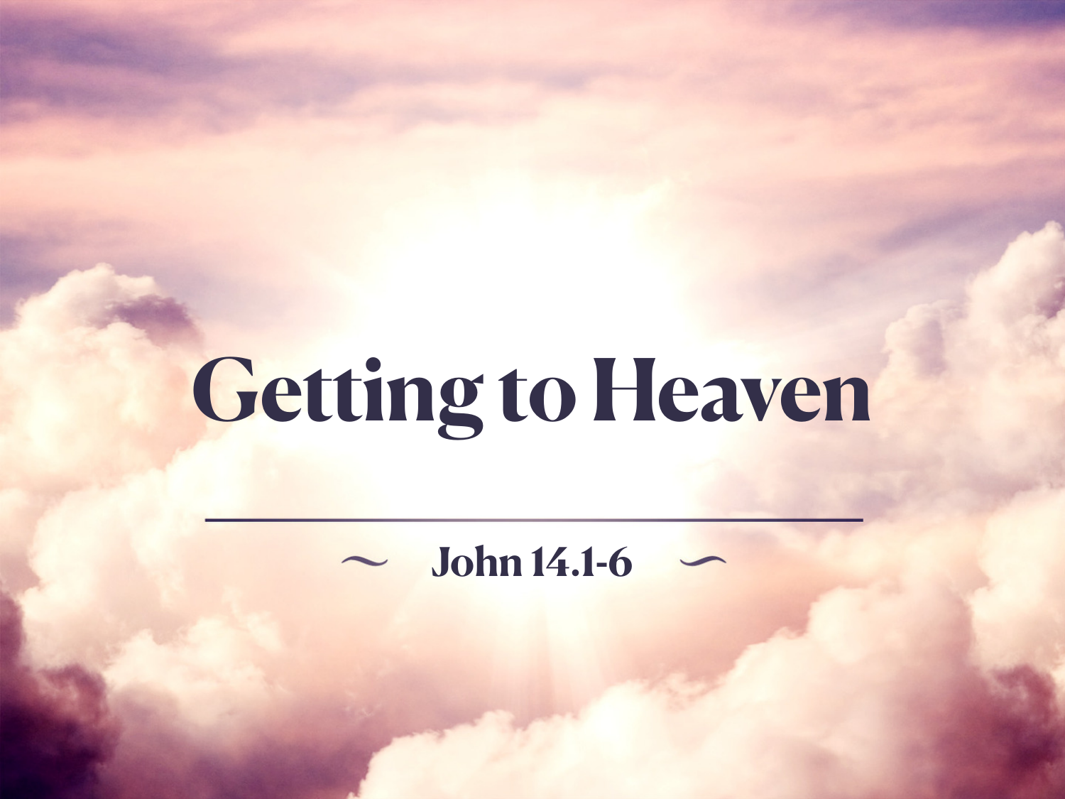# Getting to Heaven

~ John 14.1-6 ~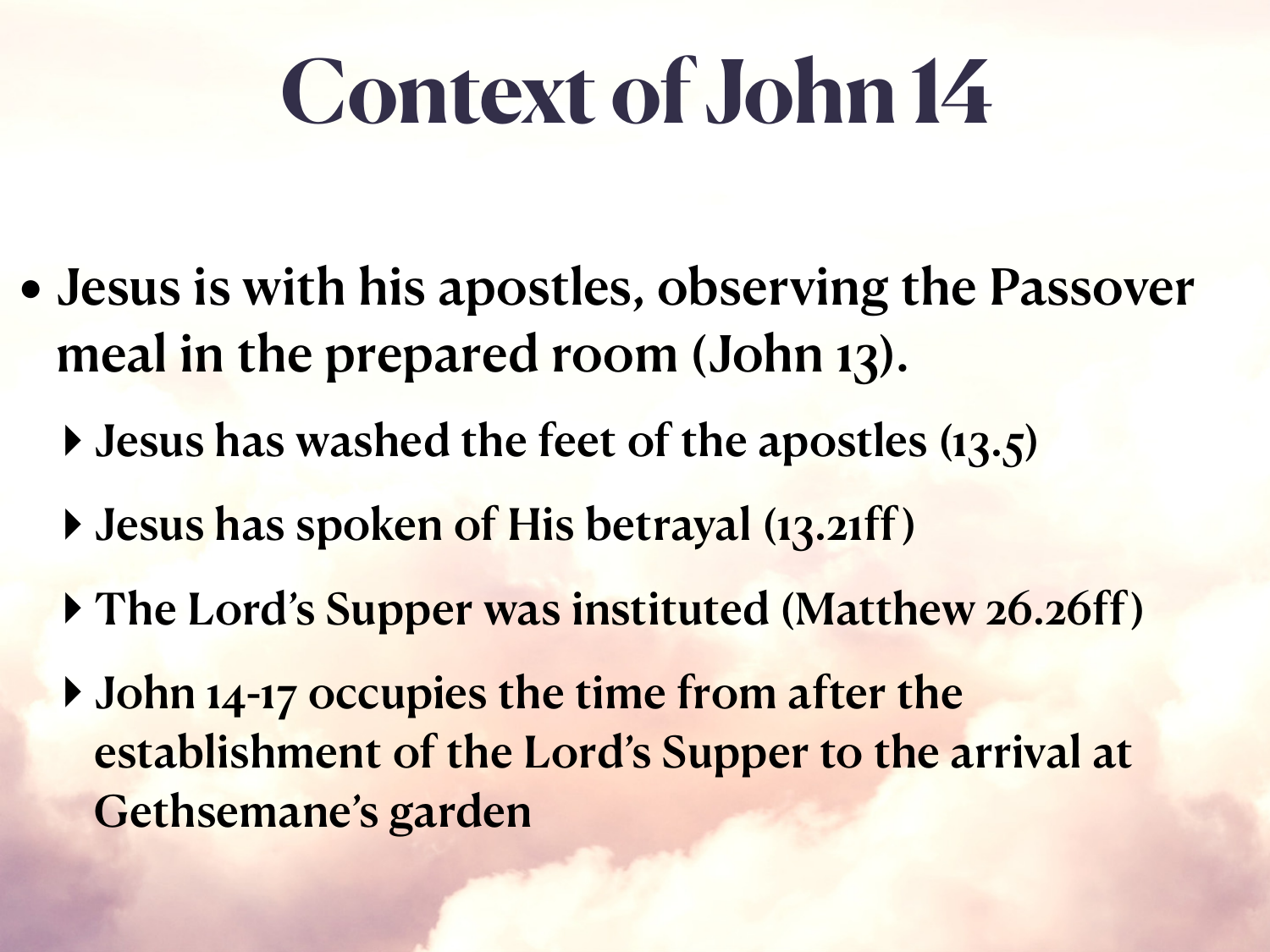# Context of John 14

- Jesus is with his apostles, observing the Passover meal in the prepared room (John 13).
  - Jesus has washed the feet of the apostles (13.5)
  - Jesus has spoken of His betrayal (13.21ff)
  - The Lord's Supper was instituted (Matthew 26.26ff)
  - John 14-17 occupies the time from after the establishment of the Lord's Supper to the arrival at Gethsemane's garden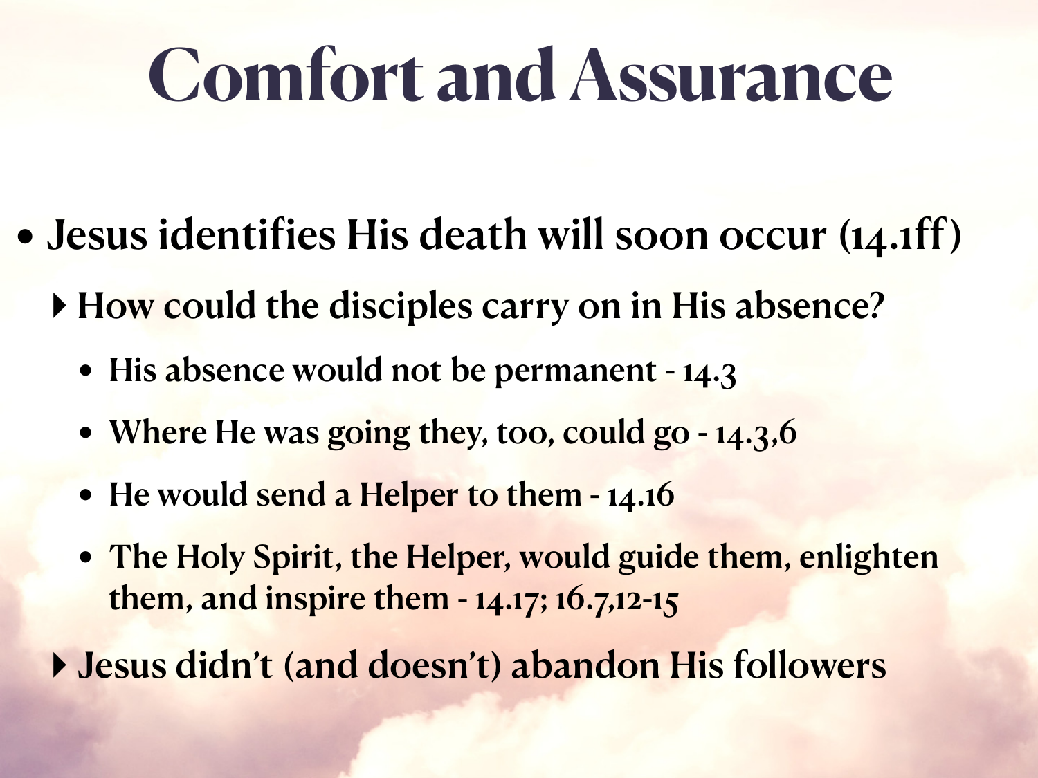# Comfort and Assurance

- **Jesus identifies His death will soon occur (14.1ff)**
  - **How could the disciples carry on in His absence?**
    - **His absence would not be permanent - 14.3**
    - **Where He was going they, too, could go - 14.3,6**
    - **He would send a Helper to them - 14.16**
    - **The Holy Spirit, the Helper, would guide them, enlighten them, and inspire them - 14.17; 16.7,12-15**
  - **Jesus didn't (and doesn't) abandon His followers**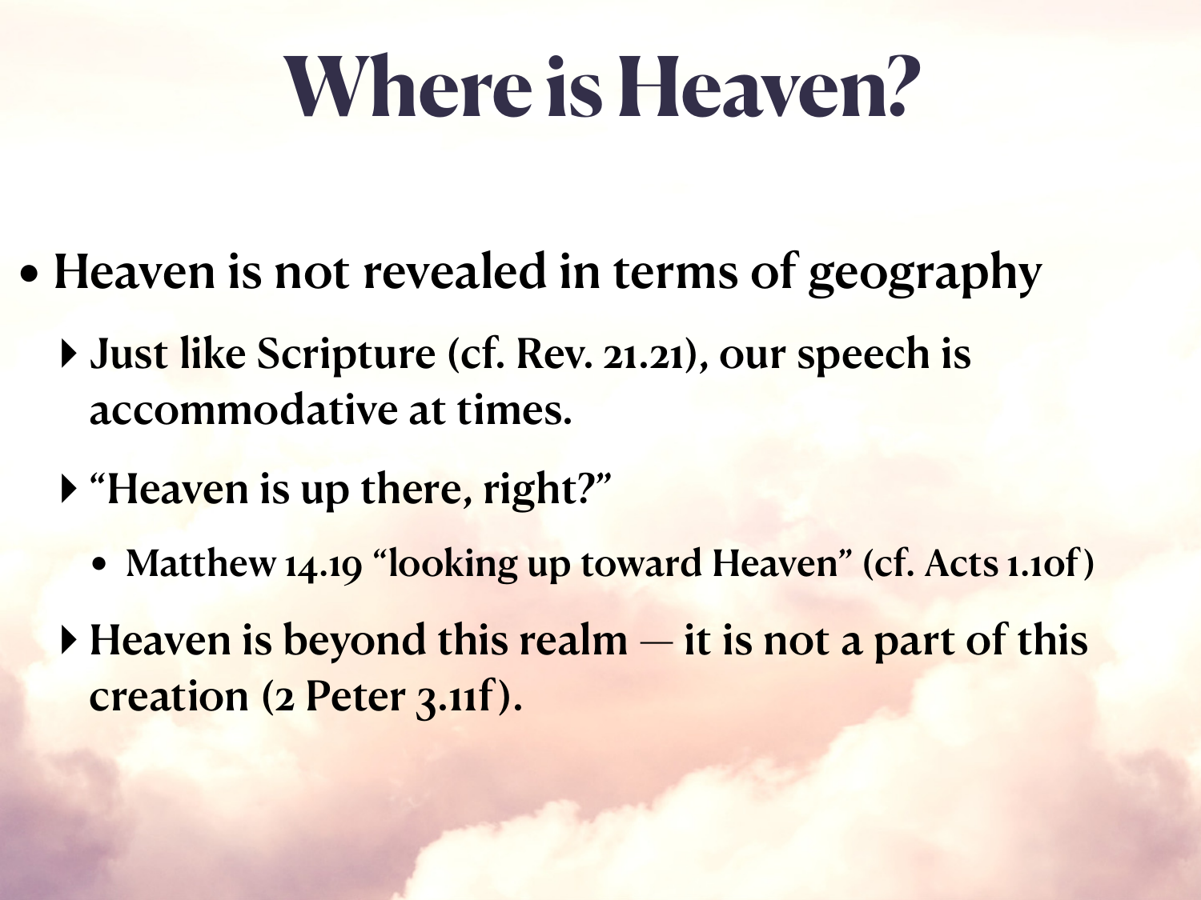# Where is Heaven?

- Heaven is not revealed in terms of geography
  - Just like Scripture (cf. Rev. 21.21), our speech is accommodative at times.
  - "Heaven is up there, right?"
    - Matthew 14.19 "looking up toward Heaven" (cf. Acts 1.10f)
  - Heaven is beyond this realm — it is not a part of this creation (2 Peter 3.11f).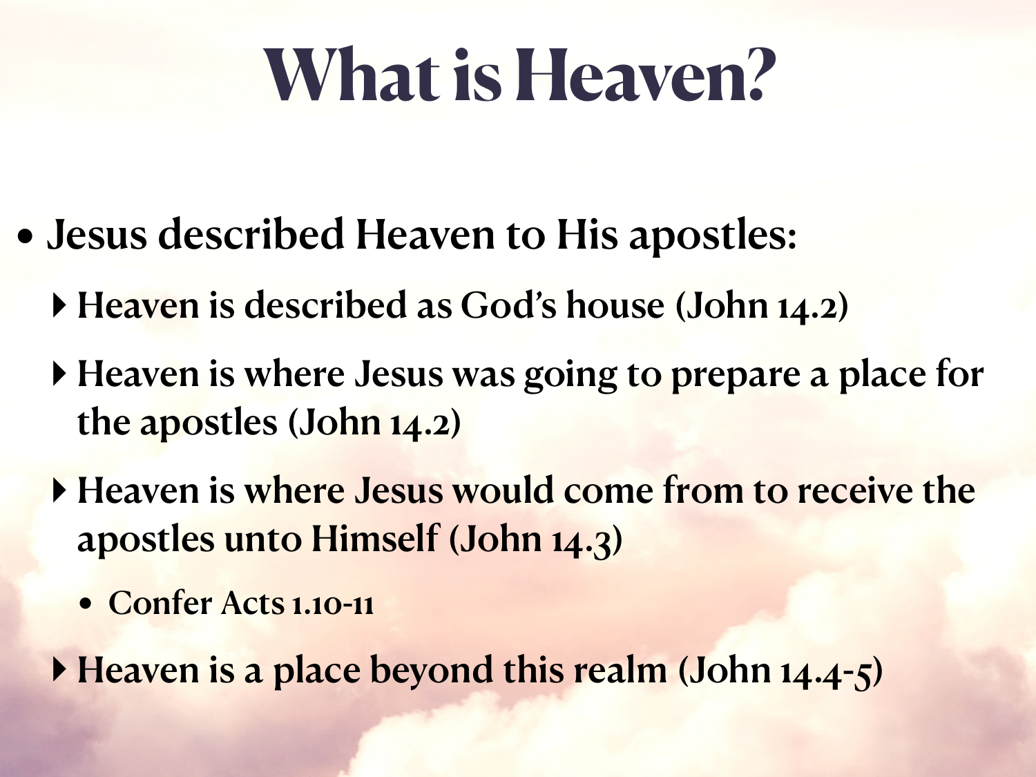# What is Heaven?

- **Jesus described Heaven to His apostles:**
  - **Heaven is described as God's house (John 14.2)**
  - **Heaven is where Jesus was going to prepare a place for the apostles (John 14.2)**
  - **Heaven is where Jesus would come from to receive the apostles unto Himself (John 14.3)**
    - **Confer Acts 1.10-11**
  - **Heaven is a place beyond this realm (John 14.4-5)**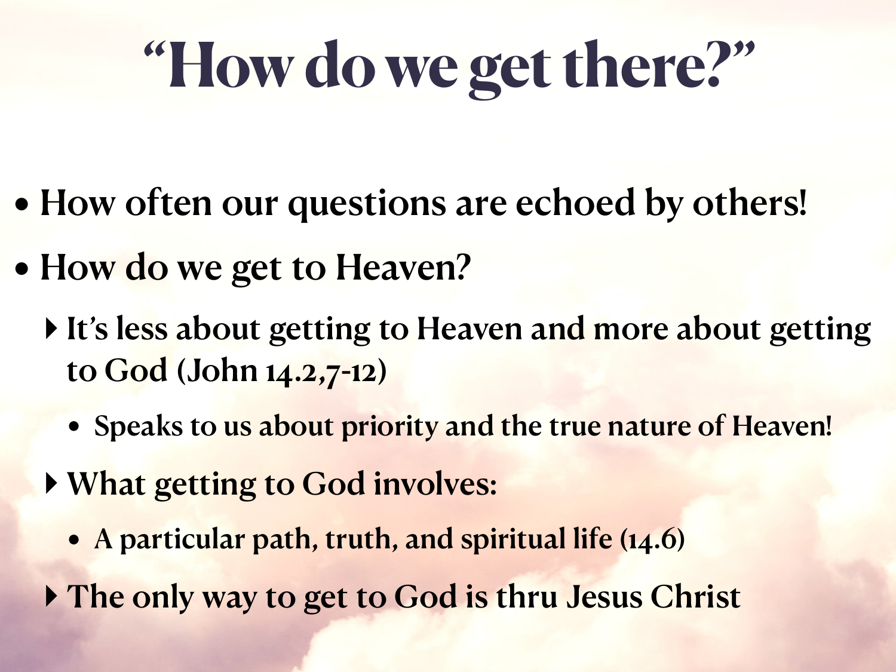# "How do we get there?"

- **How often our questions are echoed by others!**
- **How do we get to Heaven?**
  - **It's less about getting to Heaven and more about getting to God (John 14.2,7-12)**
    - **Speaks to us about priority and the true nature of Heaven!**
  - **What getting to God involves:**
    - **A particular path, truth, and spiritual life (14.6)**
  - **The only way to get to God is thru Jesus Christ**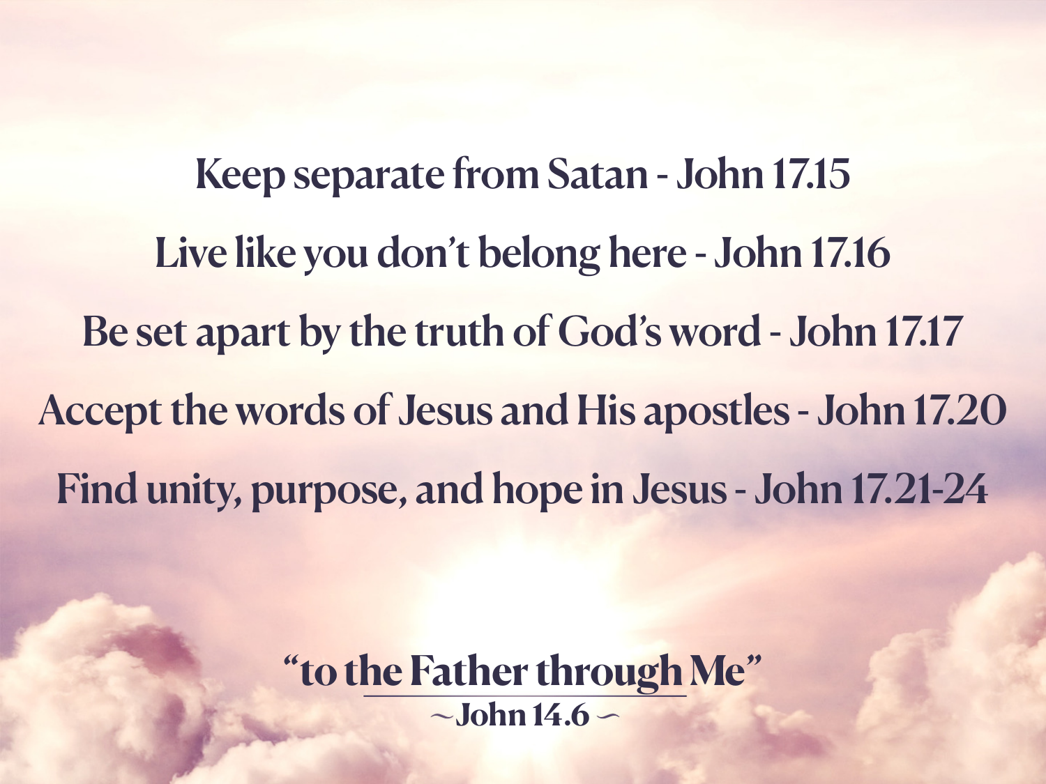Keep separate from Satan - John 17.15

Live like you don't belong here - John 17.16

Be set apart by the truth of God's word - John 17.17

Accept the words of Jesus and His apostles - John 17.20

Find unity, purpose, and hope in Jesus - John 17.21-24

"to the Father through Me"

~ John 14.6 ~